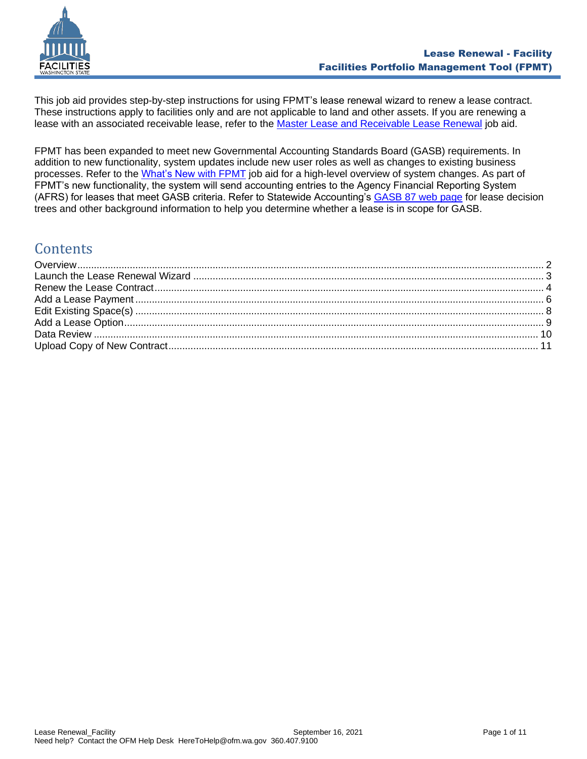This job aid provides step-by-step instructions for using FPMT's lease renewal wizard to renew a lease contract. These instructions apply to facilities only and are not applicable to land and other assets. If you are renewing a lease with an associated receivable lease, refer to the Master Lease and Receivable Lease Renewal job aid.

FPMT has been expanded to meet new Governmental Accounting Standards Board (GASB) requirements. In addition to new functionality, system updates include new user roles as well as changes to existing business processes. Refer to the What's New with FPMT job aid for a high-level overview of system changes. As part of FPMT's new functionality, the system will send accounting entries to the Agency Financial Reporting System (AFRS) for leases that meet GASB criteria. Refer to Statewide Accounting's GASB 87 web page for lease decision trees and other background information to help you determine whether a lease is in scope for GASB.

## Contents

- Overview ........ 2
- Launch the Lease Renewal Wizard ........ 3
- Renew the Lease Contract ........ 4
- Add a Lease Payment ........ 6
- Edit Existing Space(s) ........ 8
- Add a Lease Option ........ 9
- Data Review ........ 10
- Upload Copy of New Contract ........ 11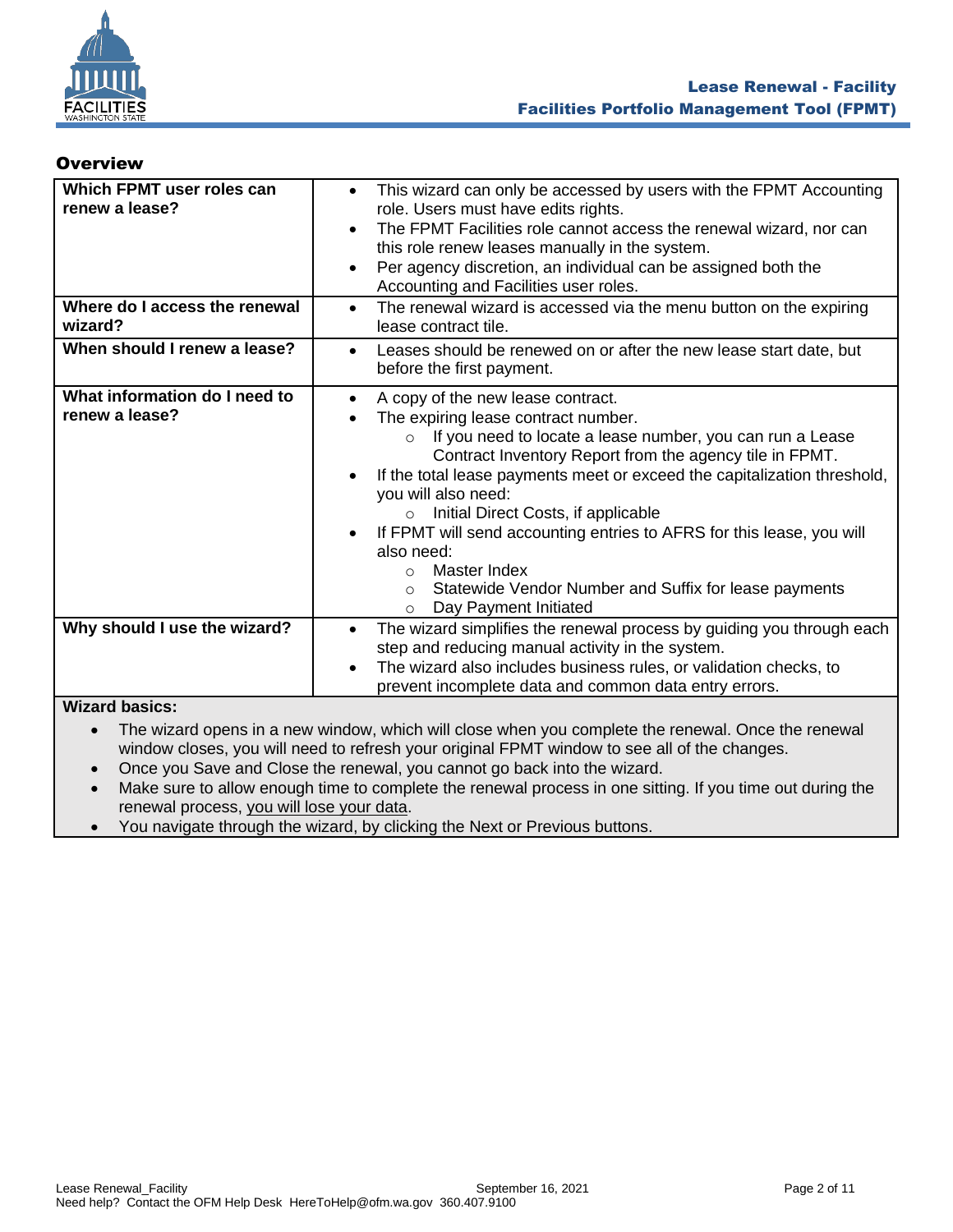## Overview

| Which FPMT user roles can renew a lease? | • This wizard can only be accessed by users with the FPMT Accounting role. Users must have edits rights.<br>• The FPMT Facilities role cannot access the renewal wizard, nor can this role renew leases manually in the system.<br>• Per agency discretion, an individual can be assigned both the Accounting and Facilities user roles. |
|---|---|
| **Where do I access the renewal wizard?** | • The renewal wizard is accessed via the menu button on the expiring lease contract tile. |
| **When should I renew a lease?** | • Leases should be renewed on or after the new lease start date, but before the first payment. |
| **What information do I need to renew a lease?** | • A copy of the new lease contract.<br>• The expiring lease contract number.<br>  ○ If you need to locate a lease number, you can run a Lease Contract Inventory Report from the agency tile in FPMT.<br>• If the total lease payments meet or exceed the capitalization threshold, you will also need:<br>  ○ Initial Direct Costs, if applicable<br>• If FPMT will send accounting entries to AFRS for this lease, you will also need:<br>  ○ Master Index<br>  ○ Statewide Vendor Number and Suffix for lease payments<br>  ○ Day Payment Initiated |
| **Why should I use the wizard?** | • The wizard simplifies the renewal process by guiding you through each step and reducing manual activity in the system.<br>• The wizard also includes business rules, or validation checks, to prevent incomplete data and common data entry errors. |

**Wizard basics:**

- The wizard opens in a new window, which will close when you complete the renewal. Once the renewal window closes, you will need to refresh your original FPMT window to see all of the changes.
- Once you Save and Close the renewal, you cannot go back into the wizard.
- Make sure to allow enough time to complete the renewal process in one sitting. If you time out during the renewal process, you will lose your data.
- You navigate through the wizard, by clicking the Next or Previous buttons.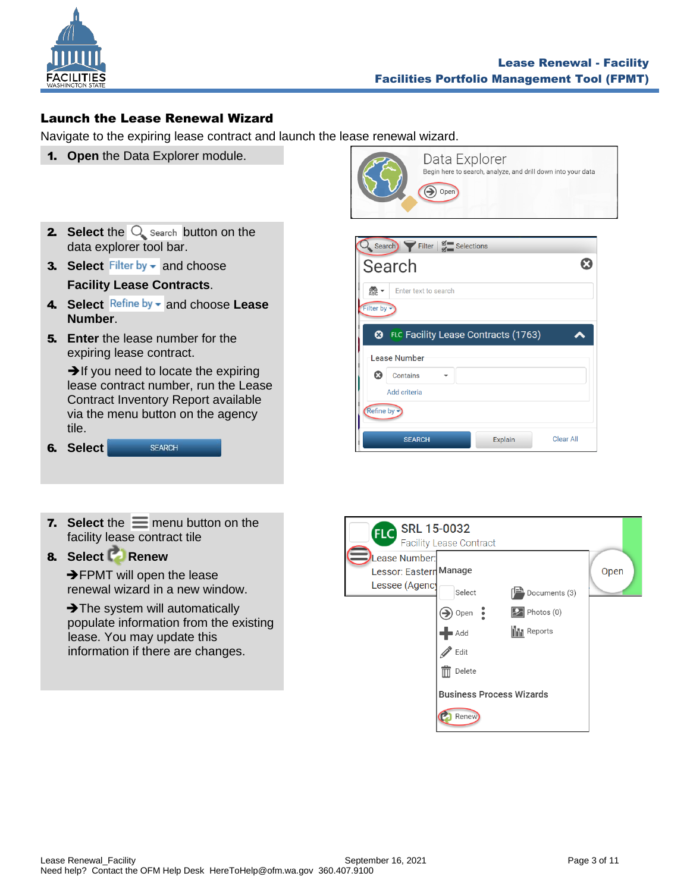## Launch the Lease Renewal Wizard

Navigate to the expiring lease contract and launch the lease renewal wizard.

1. **Open** the Data Explorer module.

2. **Select** the Search button on the data explorer tool bar.
3. **Select** Filter by and choose **Facility Lease Contracts**.
4. **Select** Refine by and choose **Lease Number**.
5. **Enter** the lease number for the expiring lease contract.

   ➔If you need to locate the expiring lease contract number, run the Lease Contract Inventory Report available via the menu button on the agency tile.
6. **Select** SEARCH

7. **Select** the menu button on the facility lease contract tile
8. **Select** **Renew**

   ➔FPMT will open the lease renewal wizard in a new window.

   ➔The system will automatically populate information from the existing lease. You may update this information if there are changes.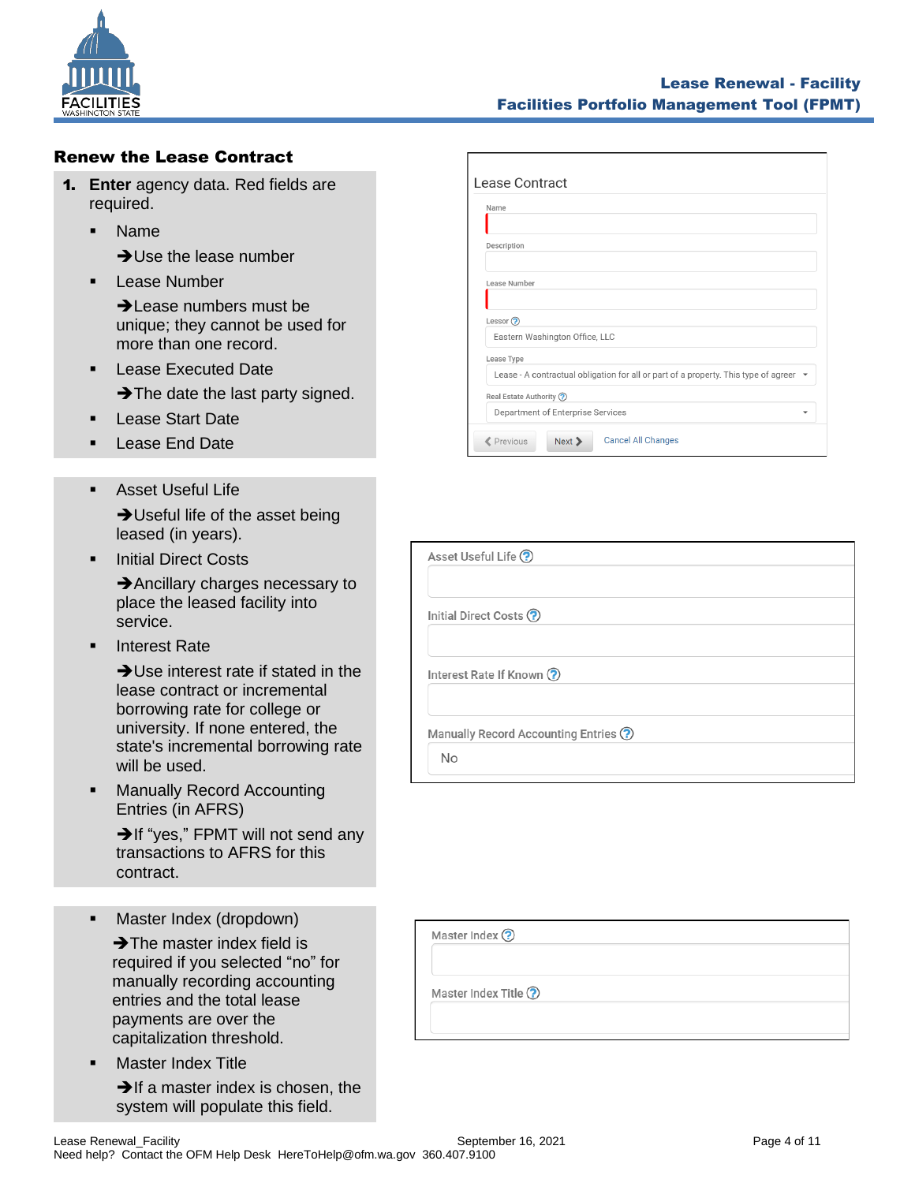## Renew the Lease Contract

1. **Enter** agency data. Red fields are required.
   - Name
     
     ➔Use the lease number
   - Lease Number
     
     ➔Lease numbers must be unique; they cannot be used for more than one record.
   - Lease Executed Date
     
     ➔The date the last party signed.
   - Lease Start Date
   - Lease End Date

Lease Contract

Name

Description

Lease Number

Lessor

Eastern Washington Office, LLC

Lease Type

Lease - A contractual obligation for all or part of a property. This type of agreer

Real Estate Authority

Department of Enterprise Services

Previous | Next | Cancel All Changes

- Asset Useful Life
  
  ➔Useful life of the asset being leased (in years).
- Initial Direct Costs
  
  ➔Ancillary charges necessary to place the leased facility into service.
- Interest Rate
  
  ➔Use interest rate if stated in the lease contract or incremental borrowing rate for college or university. If none entered, the state's incremental borrowing rate will be used.
- Manually Record Accounting Entries (in AFRS)
  
  ➔If "yes," FPMT will not send any transactions to AFRS for this contract.

Asset Useful Life

Initial Direct Costs

Interest Rate If Known

Manually Record Accounting Entries

No

- Master Index (dropdown)
  
  ➔The master index field is required if you selected "no" for manually recording accounting entries and the total lease payments are over the capitalization threshold.
- Master Index Title
  
  ➔If a master index is chosen, the system will populate this field.

Master Index

Master Index Title

Lease Renewal_Facility

September 16, 2021

Need help? Contact the OFM Help Desk HereToHelp@ofm.wa.gov 360.407.9100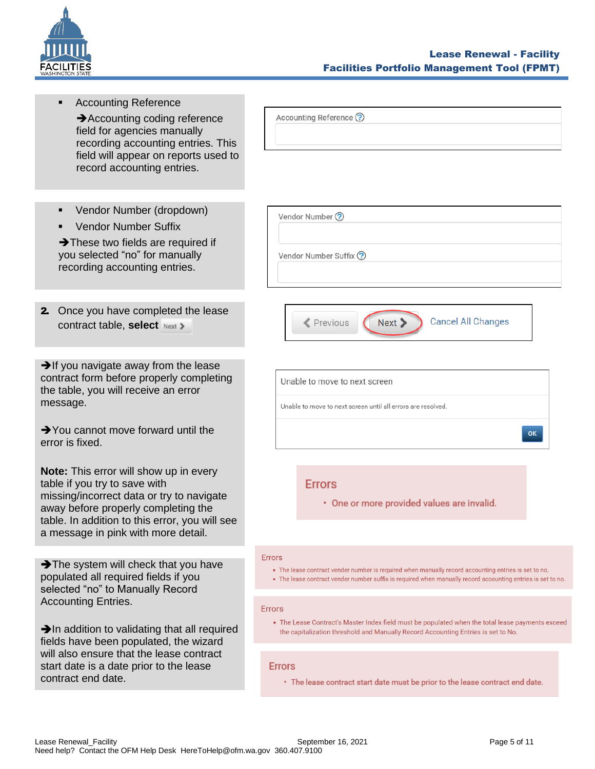- Accounting Reference

  ➔Accounting coding reference field for agencies manually recording accounting entries. This field will appear on reports used to record accounting entries.

Accounting Reference

- Vendor Number (dropdown)
- Vendor Number Suffix

➔These two fields are required if you selected "no" for manually recording accounting entries.

Vendor Number

Vendor Number Suffix

2. Once you have completed the lease contract table, **select** Next >

< Previous | Next > | Cancel All Changes

➔If you navigate away from the lease contract form before properly completing the table, you will receive an error message.

➔You cannot move forward until the error is fixed.

**Note:** This error will show up in every table if you try to save with missing/incorrect data or try to navigate away before properly completing the table. In addition to this error, you will see a message in pink with more detail.

Unable to move to next screen

Unable to move to next screen until all errors are resolved.

OK

Errors

- One or more provided values are invalid.

➔The system will check that you have populated all required fields if you selected "no" to Manually Record Accounting Entries.

➔In addition to validating that all required fields have been populated, the wizard will also ensure that the lease contract start date is a date prior to the lease contract end date.

Errors

- The lease contract vender number is required when manually record accounting entries is set to no.
- The lease contract vender number suffix is required when manually record accounting entries is set to no.

Errors

- The Lease Contract's Master Index field must be populated when the total lease payments exceed the capitalization threshold and Manually Record Accounting Entries is set to No.

Errors

- The lease contract start date must be prior to the lease contract end date.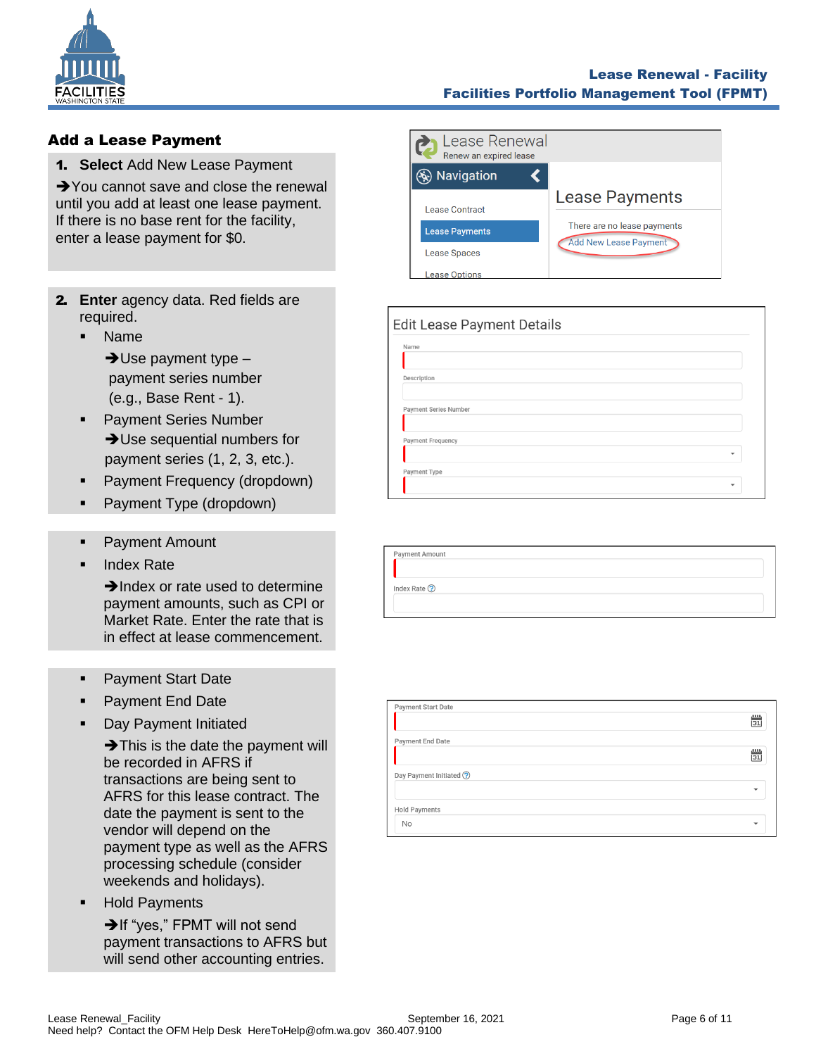## Add a Lease Payment

1. **Select** Add New Lease Payment

➔You cannot save and close the renewal until you add at least one lease payment. If there is no base rent for the facility, enter a lease payment for $0.

2. **Enter** agency data. Red fields are required.
   - Name

     ➔Use payment type – payment series number (e.g., Base Rent - 1).
   - Payment Series Number

     ➔Use sequential numbers for payment series (1, 2, 3, etc.).
   - Payment Frequency (dropdown)
   - Payment Type (dropdown)
   - Payment Amount
   - Index Rate

     ➔Index or rate used to determine payment amounts, such as CPI or Market Rate. Enter the rate that is in effect at lease commencement.
   - Payment Start Date
   - Payment End Date
   - Day Payment Initiated

     ➔This is the date the payment will be recorded in AFRS if transactions are being sent to AFRS for this lease contract. The date the payment is sent to the vendor will depend on the payment type as well as the AFRS processing schedule (consider weekends and holidays).
   - Hold Payments

     ➔If "yes," FPMT will not send payment transactions to AFRS but will send other accounting entries.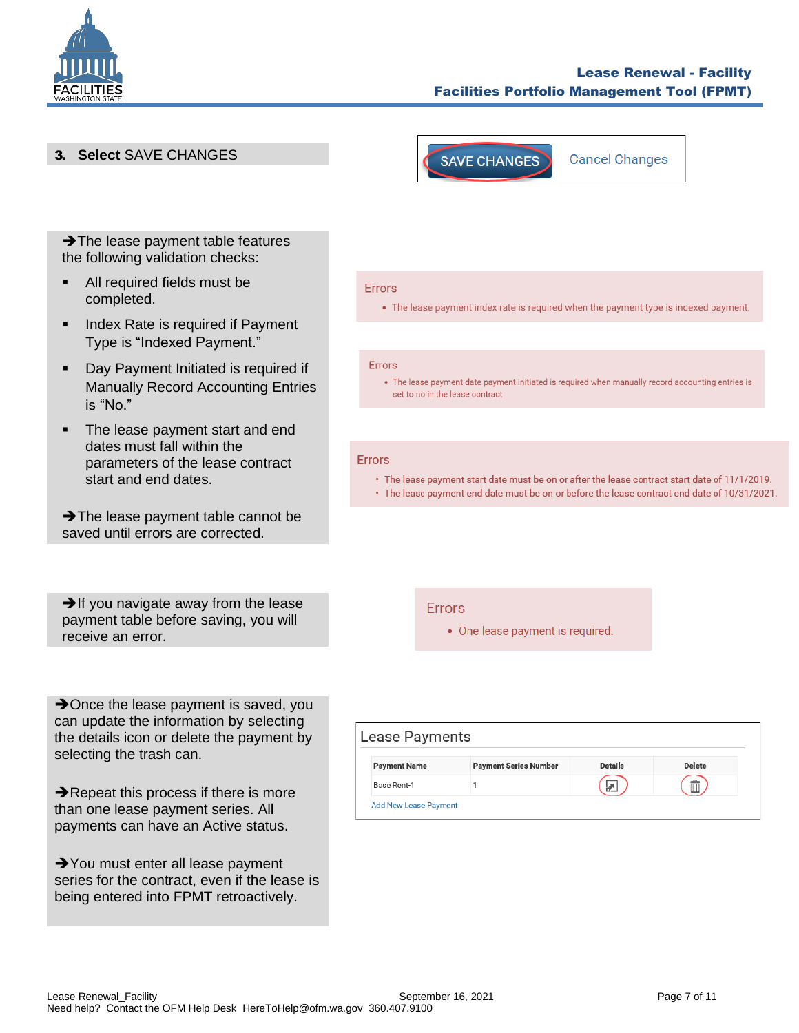**3. Select** SAVE CHANGES

SAVE CHANGES    Cancel Changes

➔The lease payment table features the following validation checks:

- All required fields must be completed.
- Index Rate is required if Payment Type is "Indexed Payment."
- Day Payment Initiated is required if Manually Record Accounting Entries is "No."
- The lease payment start and end dates must fall within the parameters of the lease contract start and end dates.

➔The lease payment table cannot be saved until errors are corrected.

Errors

- The lease payment index rate is required when the payment type is indexed payment.

Errors

- The lease payment date payment initiated is required when manually record accounting entries is set to no in the lease contract

Errors

- The lease payment start date must be on or after the lease contract start date of 11/1/2019.
- The lease payment end date must be on or before the lease contract end date of 10/31/2021.

➔If you navigate away from the lease payment table before saving, you will receive an error.

Errors

- One lease payment is required.

➔Once the lease payment is saved, you can update the information by selecting the details icon or delete the payment by selecting the trash can.

➔Repeat this process if there is more than one lease payment series. All payments can have an Active status.

➔You must enter all lease payment series for the contract, even if the lease is being entered into FPMT retroactively.

Lease Payments

| Payment Name | Payment Series Number | Details | Delete |
|---|---|---|---|
| Base Rent-1 | 1 | | |

Add New Lease Payment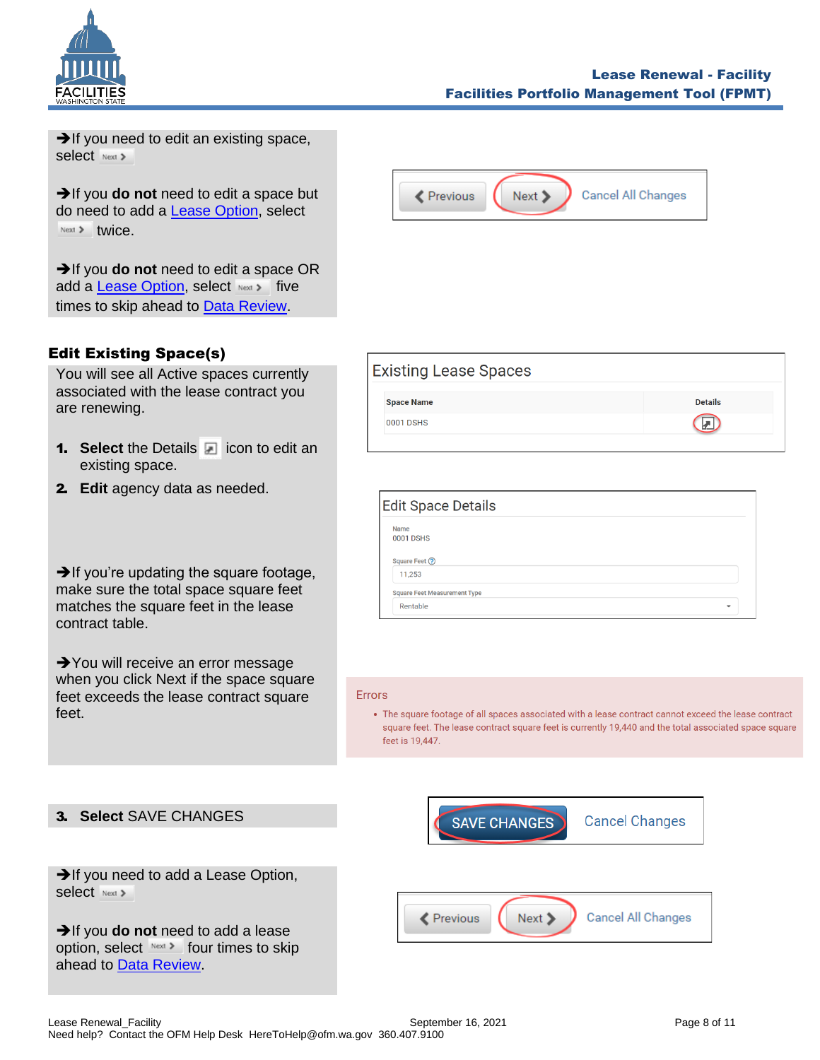➔If you need to edit an existing space, select Next >

➔If you **do not** need to edit a space but do need to add a Lease Option, select Next > twice.

➔If you **do not** need to edit a space OR add a Lease Option, select Next > five times to skip ahead to Data Review.

Previous | Next | Cancel All Changes

## Edit Existing Space(s)

You will see all Active spaces currently associated with the lease contract you are renewing.

1. **Select** the Details icon to edit an existing space.
2. **Edit** agency data as needed.

Existing Lease Spaces

| Space Name | Details |
|---|---|
| 0001 DSHS | |

Edit Space Details

Name
0001 DSHS

Square Feet
11,253

Square Feet Measurement Type
Rentable

➔If you're updating the square footage, make sure the total space square feet matches the square feet in the lease contract table.

➔You will receive an error message when you click Next if the space square feet exceeds the lease contract square feet.

Errors

- The square footage of all spaces associated with a lease contract cannot exceed the lease contract square feet. The lease contract square feet is currently 19,440 and the total associated space square feet is 19,447.

3. **Select** SAVE CHANGES

SAVE CHANGES | Cancel Changes

➔If you need to add a Lease Option, select Next >

➔If you **do not** need to add a lease option, select Next > four times to skip ahead to Data Review.

Previous | Next | Cancel All Changes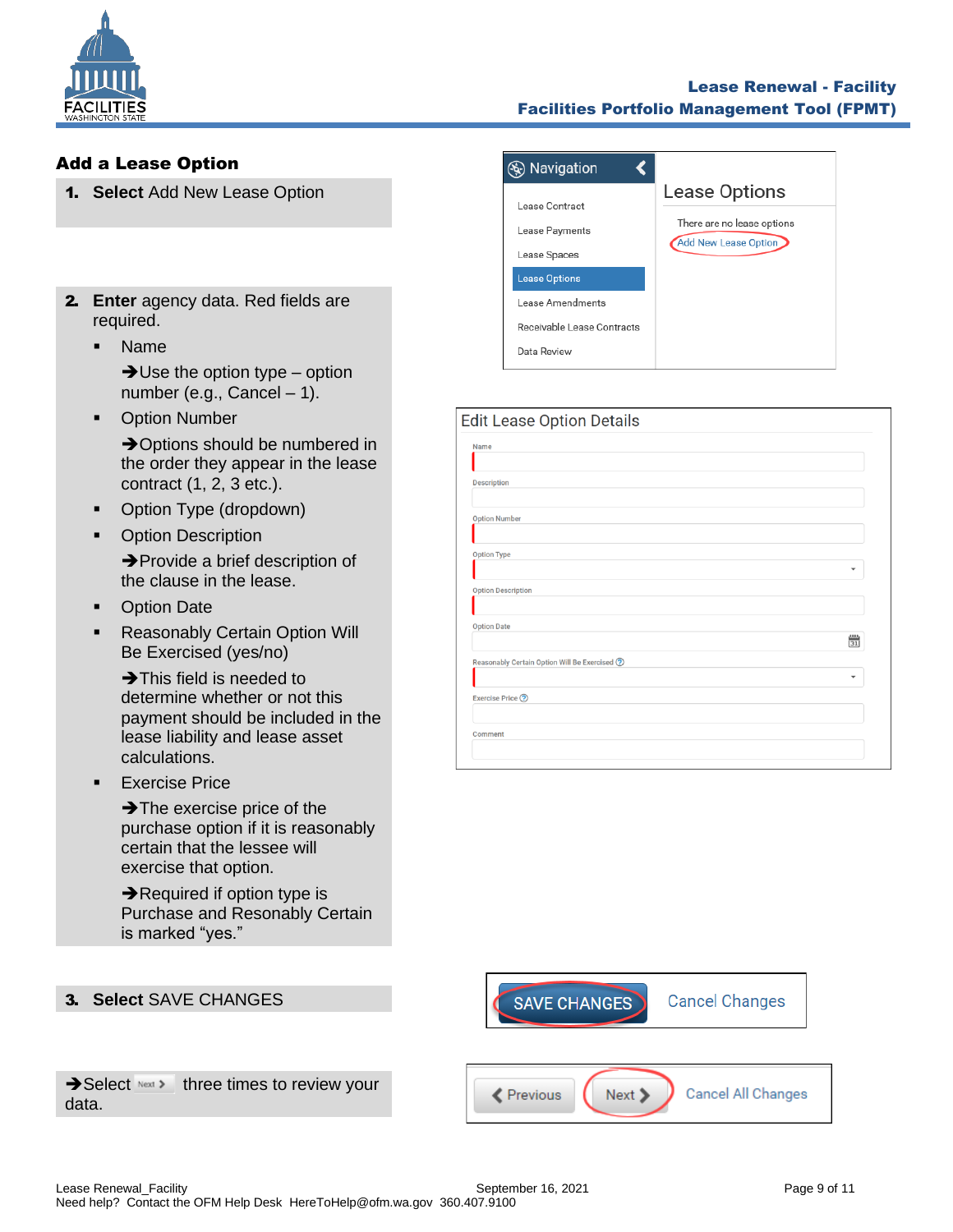## Add a Lease Option

1. **Select** Add New Lease Option

2. **Enter** agency data. Red fields are required.
   - Name

     ➔Use the option type – option number (e.g., Cancel – 1).
   - Option Number

     ➔Options should be numbered in the order they appear in the lease contract (1, 2, 3 etc.).
   - Option Type (dropdown)
   - Option Description

     ➔Provide a brief description of the clause in the lease.
   - Option Date
   - Reasonably Certain Option Will Be Exercised (yes/no)

     ➔This field is needed to determine whether or not this payment should be included in the lease liability and lease asset calculations.
   - Exercise Price

     ➔The exercise price of the purchase option if it is reasonably certain that the lessee will exercise that option.

     ➔Required if option type is Purchase and Resonably Certain is marked "yes."

3. **Select** SAVE CHANGES

➔Select Next > three times to review your data.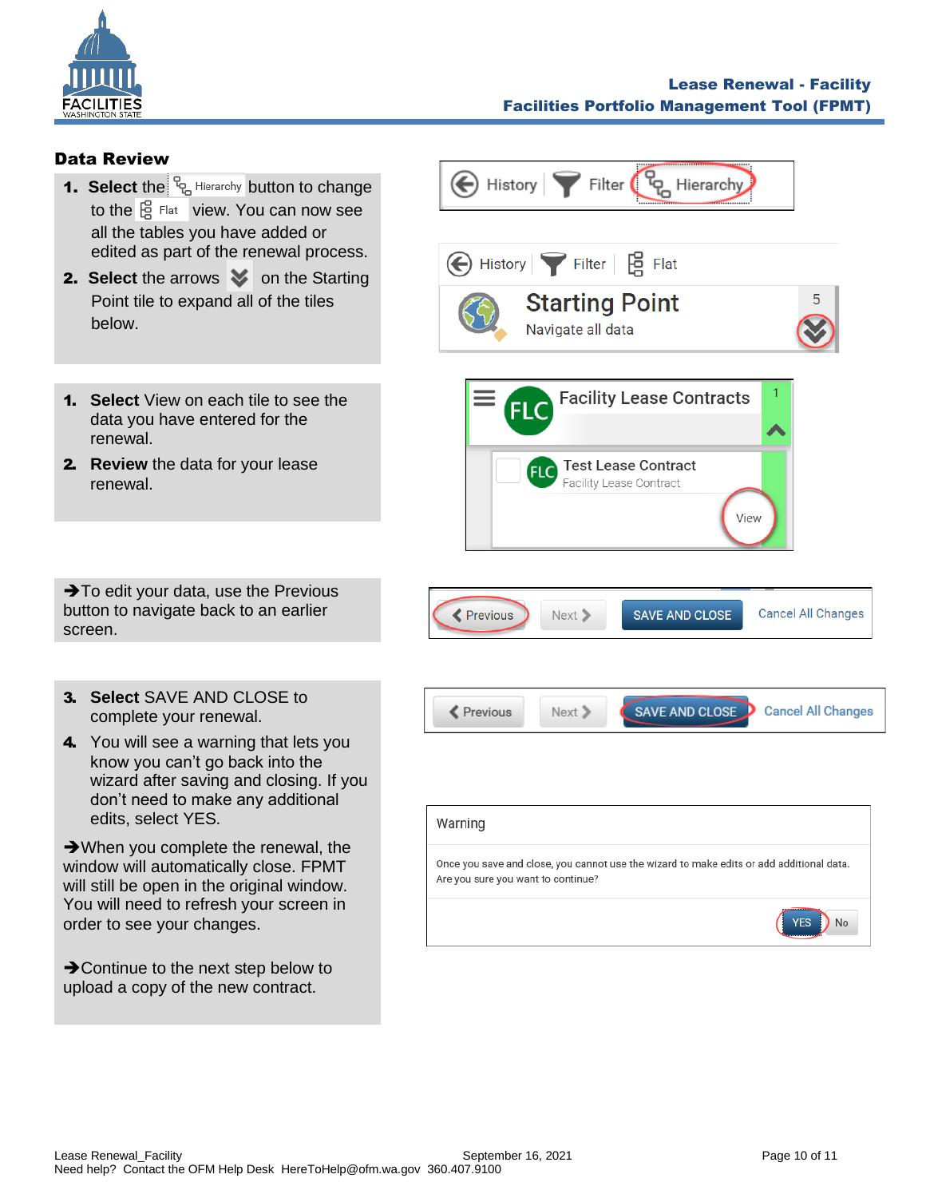## Data Review

1. **Select** the Hierarchy button to change to the Flat view. You can now see all the tables you have added or edited as part of the renewal process.
2. **Select** the arrows on the Starting Point tile to expand all of the tiles below.

History | Filter | Hierarchy

History | Filter | Flat

Starting Point
Navigate all data

1. **Select** View on each tile to see the data you have entered for the renewal.
2. **Review** the data for your lease renewal.

Facility Lease Contracts

Test Lease Contract
Facility Lease Contract

View

➔To edit your data, use the Previous button to navigate back to an earlier screen.

Previous | Next | SAVE AND CLOSE | Cancel All Changes

3. **Select** SAVE AND CLOSE to complete your renewal.
4. You will see a warning that lets you know you can't go back into the wizard after saving and closing. If you don't need to make any additional edits, select YES.

Previous | Next | SAVE AND CLOSE | Cancel All Changes

Warning

Once you save and close, you cannot use the wizard to make edits or add additional data. Are you sure you want to continue?

YES | No

➔When you complete the renewal, the window will automatically close. FPMT will still be open in the original window. You will need to refresh your screen in order to see your changes.

➔Continue to the next step below to upload a copy of the new contract.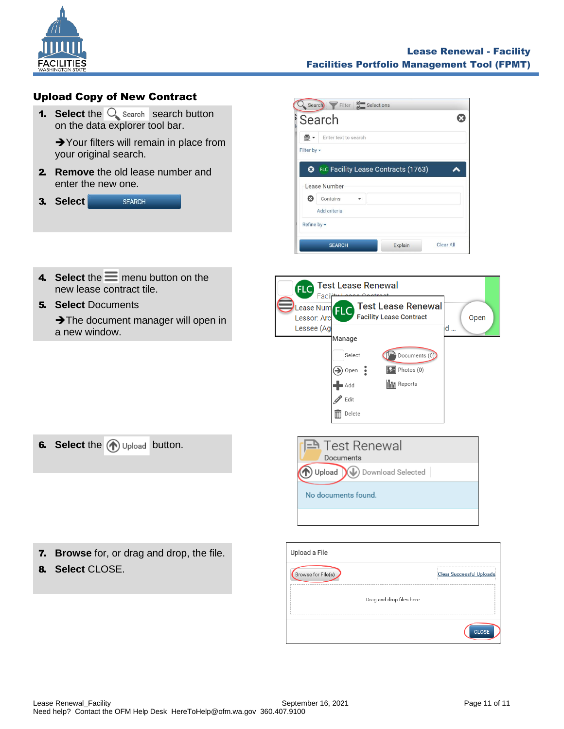## Upload Copy of New Contract

1. **Select** the Search search button on the data explorer tool bar.

   ➔Your filters will remain in place from your original search.

2. **Remove** the old lease number and enter the new one.
3. **Select** SEARCH

4. **Select** the menu button on the new lease contract tile.
5. **Select** Documents

   ➔The document manager will open in a new window.

6. **Select** the Upload button.

7. **Browse** for, or drag and drop, the file.
8. **Select** CLOSE.